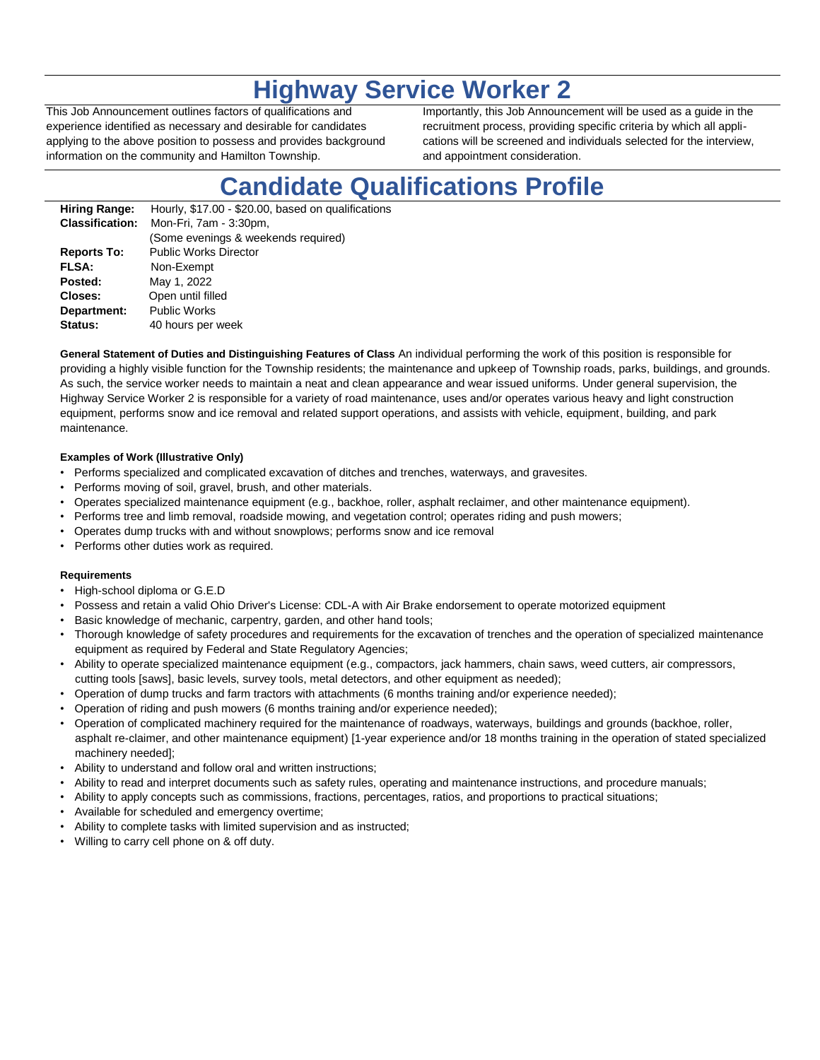# Highway Service Worker 2

This Job Announcement outlines factors of qualifications and experience identified as necessary and desirable for candidates applying to the above position to possess and provides background information on the community and Hamilton Township.

Importantly, this Job Announcement will be used as a guide in the recruitment process, providing specific criteria by which all applications will be screened and individuals selected for the interview, and appointment consideration.

# Candidate Qualifications Profile

| | |
|---|---|
| **Hiring Range:** | Hourly, $17.00 - $20.00, based on qualifications |
| **Classification:** | Mon-Fri, 7am - 3:30pm, (Some evenings & weekends required) |
| **Reports To:** | Public Works Director |
| **FLSA:** | Non-Exempt |
| **Posted:** | May 1, 2022 |
| **Closes:** | Open until filled |
| **Department:** | Public Works |
| **Status:** | 40 hours per week |

**General Statement of Duties and Distinguishing Features of Class** An individual performing the work of this position is responsible for providing a highly visible function for the Township residents; the maintenance and upkeep of Township roads, parks, buildings, and grounds. As such, the service worker needs to maintain a neat and clean appearance and wear issued uniforms. Under general supervision, the Highway Service Worker 2 is responsible for a variety of road maintenance, uses and/or operates various heavy and light construction equipment, performs snow and ice removal and related support operations, and assists with vehicle, equipment, building, and park maintenance.

**Examples of Work (Illustrative Only)**

- Performs specialized and complicated excavation of ditches and trenches, waterways, and gravesites.
- Performs moving of soil, gravel, brush, and other materials.
- Operates specialized maintenance equipment (e.g., backhoe, roller, asphalt reclaimer, and other maintenance equipment).
- Performs tree and limb removal, roadside mowing, and vegetation control; operates riding and push mowers;
- Operates dump trucks with and without snowplows; performs snow and ice removal
- Performs other duties work as required.

**Requirements**

- High-school diploma or G.E.D
- Possess and retain a valid Ohio Driver's License: CDL-A with Air Brake endorsement to operate motorized equipment
- Basic knowledge of mechanic, carpentry, garden, and other hand tools;
- Thorough knowledge of safety procedures and requirements for the excavation of trenches and the operation of specialized maintenance equipment as required by Federal and State Regulatory Agencies;
- Ability to operate specialized maintenance equipment (e.g., compactors, jack hammers, chain saws, weed cutters, air compressors, cutting tools [saws], basic levels, survey tools, metal detectors, and other equipment as needed);
- Operation of dump trucks and farm tractors with attachments (6 months training and/or experience needed);
- Operation of riding and push mowers (6 months training and/or experience needed);
- Operation of complicated machinery required for the maintenance of roadways, waterways, buildings and grounds (backhoe, roller, asphalt re-claimer, and other maintenance equipment) [1-year experience and/or 18 months training in the operation of stated specialized machinery needed];
- Ability to understand and follow oral and written instructions;
- Ability to read and interpret documents such as safety rules, operating and maintenance instructions, and procedure manuals;
- Ability to apply concepts such as commissions, fractions, percentages, ratios, and proportions to practical situations;
- Available for scheduled and emergency overtime;
- Ability to complete tasks with limited supervision and as instructed;
- Willing to carry cell phone on & off duty.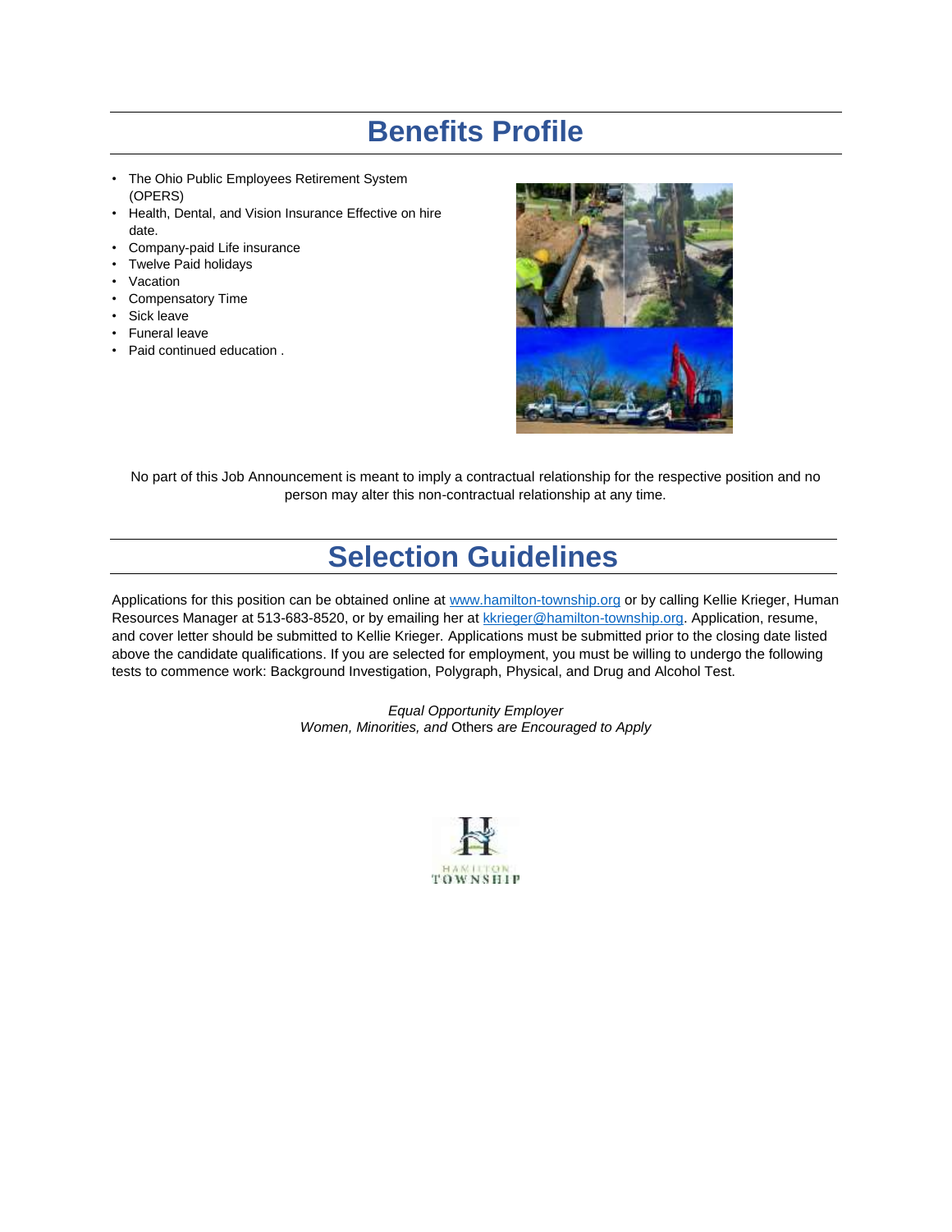## Benefits Profile

- The Ohio Public Employees Retirement System (OPERS)
- Health, Dental, and Vision Insurance Effective on hire date.
- Company-paid Life insurance
- Twelve Paid holidays
- Vacation
- Compensatory Time
- Sick leave
- Funeral leave
- Paid continued education .

No part of this Job Announcement is meant to imply a contractual relationship for the respective position and no person may alter this non-contractual relationship at any time.

## Selection Guidelines

Applications for this position can be obtained online at [www.hamilton-township.org](http://www.hamilton-township.org) or by calling Kellie Krieger, Human Resources Manager at 513-683-8520, or by emailing her at [kkrieger@hamilton-township.org](mailto:kkrieger@hamilton-township.org). Application, resume, and cover letter should be submitted to Kellie Krieger. Applications must be submitted prior to the closing date listed above the candidate qualifications. If you are selected for employment, you must be willing to undergo the following tests to commence work: Background Investigation, Polygraph, Physical, and Drug and Alcohol Test.

*Equal Opportunity Employer*
*Women, Minorities, and* Others *are Encouraged to Apply*

HAMILTON
TOWNSHIP